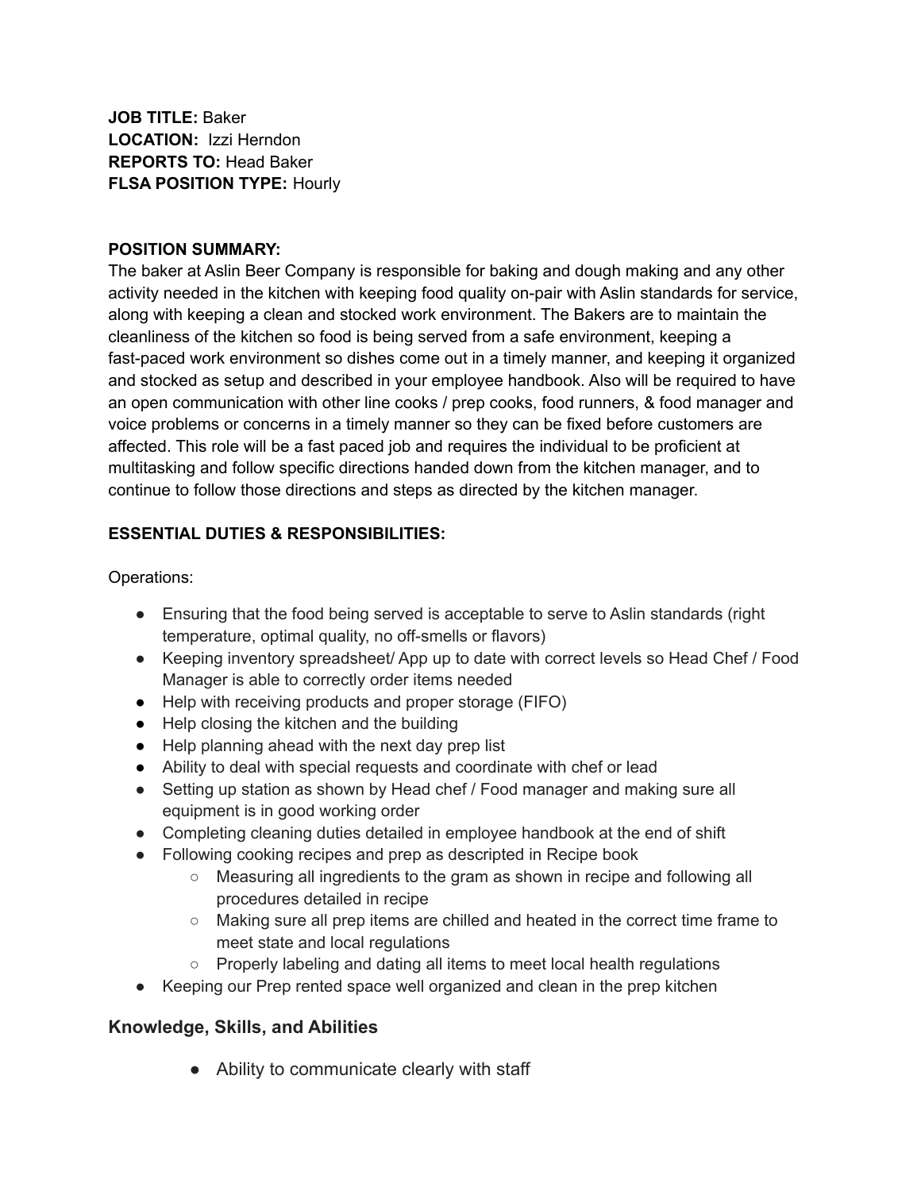**JOB TITLE:** Baker
**LOCATION:** Izzi Herndon
**REPORTS TO:** Head Baker
**FLSA POSITION TYPE:** Hourly

**POSITION SUMMARY:**
The baker at Aslin Beer Company is responsible for baking and dough making and any other activity needed in the kitchen with keeping food quality on-pair with Aslin standards for service, along with keeping a clean and stocked work environment. The Bakers are to maintain the cleanliness of the kitchen so food is being served from a safe environment, keeping a fast-paced work environment so dishes come out in a timely manner, and keeping it organized and stocked as setup and described in your employee handbook. Also will be required to have an open communication with other line cooks / prep cooks, food runners, & food manager and voice problems or concerns in a timely manner so they can be fixed before customers are affected. This role will be a fast paced job and requires the individual to be proficient at multitasking and follow specific directions handed down from the kitchen manager, and to continue to follow those directions and steps as directed by the kitchen manager.

**ESSENTIAL DUTIES & RESPONSIBILITIES:**

Operations:

- Ensuring that the food being served is acceptable to serve to Aslin standards (right temperature, optimal quality, no off-smells or flavors)
- Keeping inventory spreadsheet/ App up to date with correct levels so Head Chef / Food Manager is able to correctly order items needed
- Help with receiving products and proper storage (FIFO)
- Help closing the kitchen and the building
- Help planning ahead with the next day prep list
- Ability to deal with special requests and coordinate with chef or lead
- Setting up station as shown by Head chef / Food manager and making sure all equipment is in good working order
- Completing cleaning duties detailed in employee handbook at the end of shift
- Following cooking recipes and prep as descripted in Recipe book
    - Measuring all ingredients to the gram as shown in recipe and following all procedures detailed in recipe
    - Making sure all prep items are chilled and heated in the correct time frame to meet state and local regulations
    - Properly labeling and dating all items to meet local health regulations
- Keeping our Prep rented space well organized and clean in the prep kitchen

## Knowledge, Skills, and Abilities

- Ability to communicate clearly with staff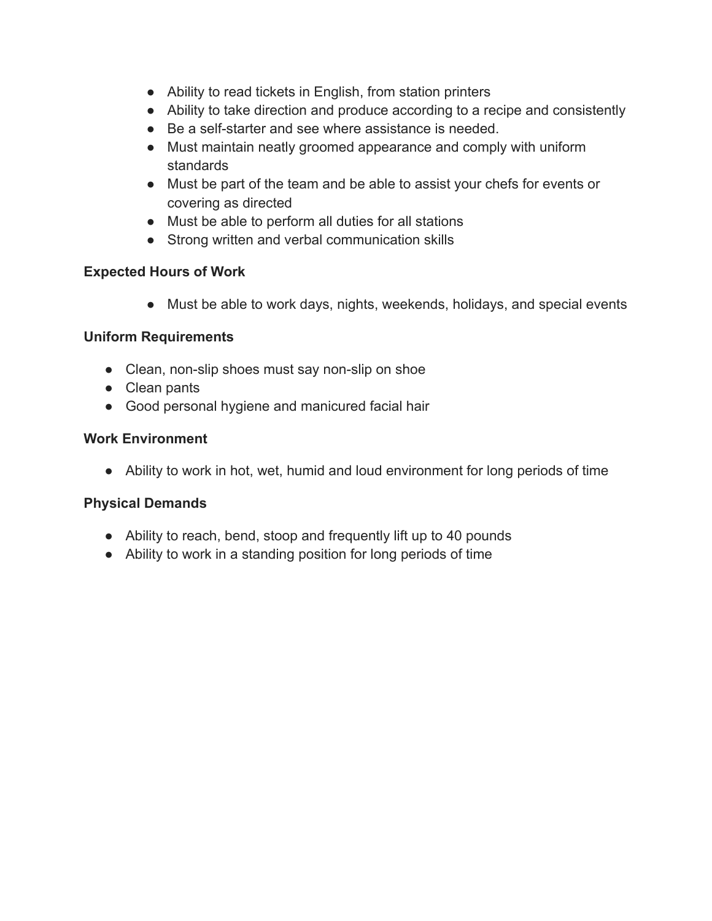- Ability to read tickets in English, from station printers
- Ability to take direction and produce according to a recipe and consistently
- Be a self-starter and see where assistance is needed.
- Must maintain neatly groomed appearance and comply with uniform standards
- Must be part of the team and be able to assist your chefs for events or covering as directed
- Must be able to perform all duties for all stations
- Strong written and verbal communication skills

**Expected Hours of Work**

- Must be able to work days, nights, weekends, holidays, and special events

**Uniform Requirements**

- Clean, non-slip shoes must say non-slip on shoe
- Clean pants
- Good personal hygiene and manicured facial hair

**Work Environment**

- Ability to work in hot, wet, humid and loud environment for long periods of time

**Physical Demands**

- Ability to reach, bend, stoop and frequently lift up to 40 pounds
- Ability to work in a standing position for long periods of time